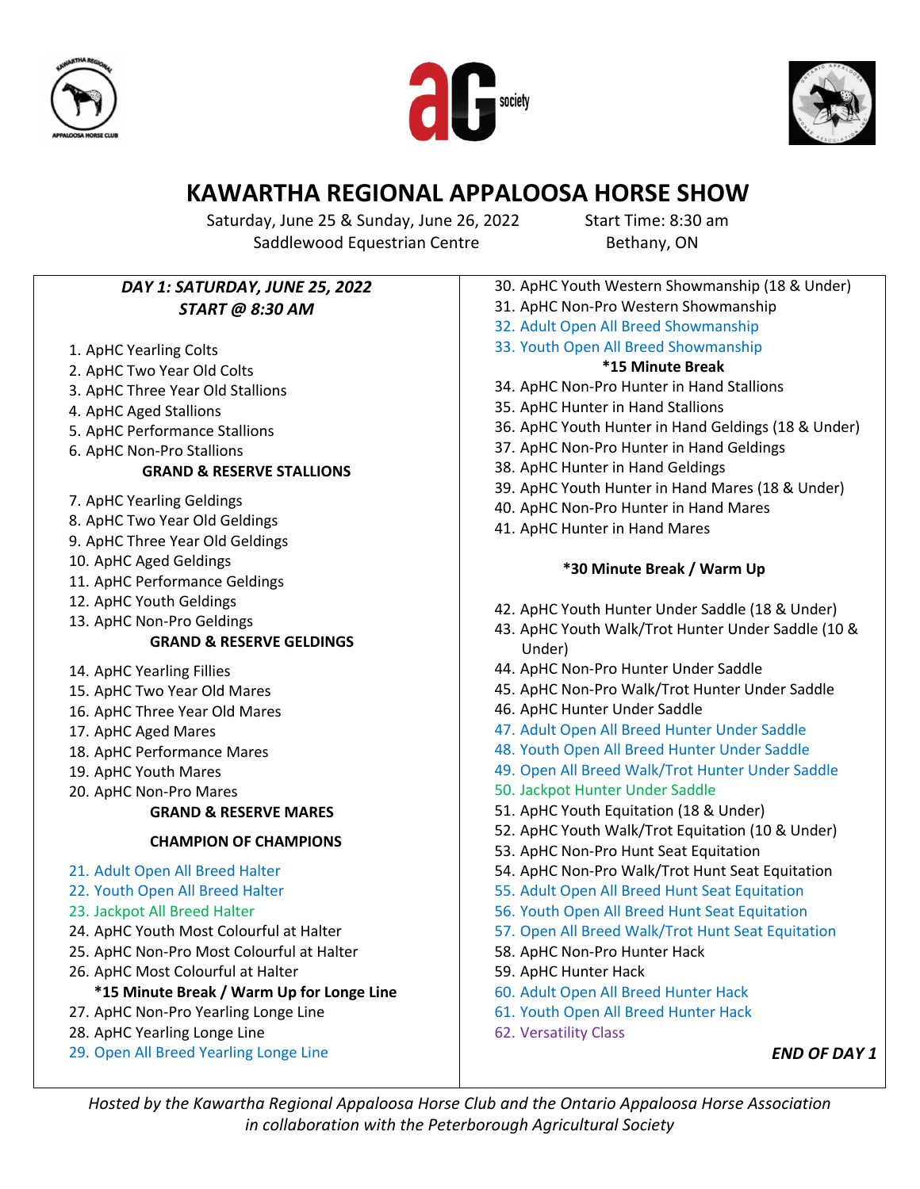# KAWARTHA REGIONAL APPALOOSA HORSE SHOW

Saturday, June 25 & Sunday, June 26, 2022 — Start Time: 8:30 am
Saddlewood Equestrian Centre — Bethany, ON

***DAY 1: SATURDAY, JUNE 25, 2022***
***START @ 8:30 AM***

1. ApHC Yearling Colts
2. ApHC Two Year Old Colts
3. ApHC Three Year Old Stallions
4. ApHC Aged Stallions
5. ApHC Performance Stallions
6. ApHC Non-Pro Stallions

**GRAND & RESERVE STALLIONS**

7. ApHC Yearling Geldings
8. ApHC Two Year Old Geldings
9. ApHC Three Year Old Geldings
10. ApHC Aged Geldings
11. ApHC Performance Geldings
12. ApHC Youth Geldings
13. ApHC Non-Pro Geldings

**GRAND & RESERVE GELDINGS**

14. ApHC Yearling Fillies
15. ApHC Two Year Old Mares
16. ApHC Three Year Old Mares
17. ApHC Aged Mares
18. ApHC Performance Mares
19. ApHC Youth Mares
20. ApHC Non-Pro Mares

**GRAND & RESERVE MARES**

**CHAMPION OF CHAMPIONS**

21. Adult Open All Breed Halter
22. Youth Open All Breed Halter
23. Jackpot All Breed Halter
24. ApHC Youth Most Colourful at Halter
25. ApHC Non-Pro Most Colourful at Halter
26. ApHC Most Colourful at Halter

**\*15 Minute Break / Warm Up for Longe Line**

27. ApHC Non-Pro Yearling Longe Line
28. ApHC Yearling Longe Line
29. Open All Breed Yearling Longe Line
30. ApHC Youth Western Showmanship (18 & Under)
31. ApHC Non-Pro Western Showmanship
32. Adult Open All Breed Showmanship
33. Youth Open All Breed Showmanship

**\*15 Minute Break**

34. ApHC Non-Pro Hunter in Hand Stallions
35. ApHC Hunter in Hand Stallions
36. ApHC Youth Hunter in Hand Geldings (18 & Under)
37. ApHC Non-Pro Hunter in Hand Geldings
38. ApHC Hunter in Hand Geldings
39. ApHC Youth Hunter in Hand Mares (18 & Under)
40. ApHC Non-Pro Hunter in Hand Mares
41. ApHC Hunter in Hand Mares

**\*30 Minute Break / Warm Up**

42. ApHC Youth Hunter Under Saddle (18 & Under)
43. ApHC Youth Walk/Trot Hunter Under Saddle (10 & Under)
44. ApHC Non-Pro Hunter Under Saddle
45. ApHC Non-Pro Walk/Trot Hunter Under Saddle
46. ApHC Hunter Under Saddle
47. Adult Open All Breed Hunter Under Saddle
48. Youth Open All Breed Hunter Under Saddle
49. Open All Breed Walk/Trot Hunter Under Saddle
50. Jackpot Hunter Under Saddle
51. ApHC Youth Equitation (18 & Under)
52. ApHC Youth Walk/Trot Equitation (10 & Under)
53. ApHC Non-Pro Hunt Seat Equitation
54. ApHC Non-Pro Walk/Trot Hunt Seat Equitation
55. Adult Open All Breed Hunt Seat Equitation
56. Youth Open All Breed Hunt Seat Equitation
57. Open All Breed Walk/Trot Hunt Seat Equitation
58. ApHC Non-Pro Hunter Hack
59. ApHC Hunter Hack
60. Adult Open All Breed Hunter Hack
61. Youth Open All Breed Hunter Hack
62. Versatility Class

***END OF DAY 1***

*Hosted by the Kawartha Regional Appaloosa Horse Club and the Ontario Appaloosa Horse Association in collaboration with the Peterborough Agricultural Society*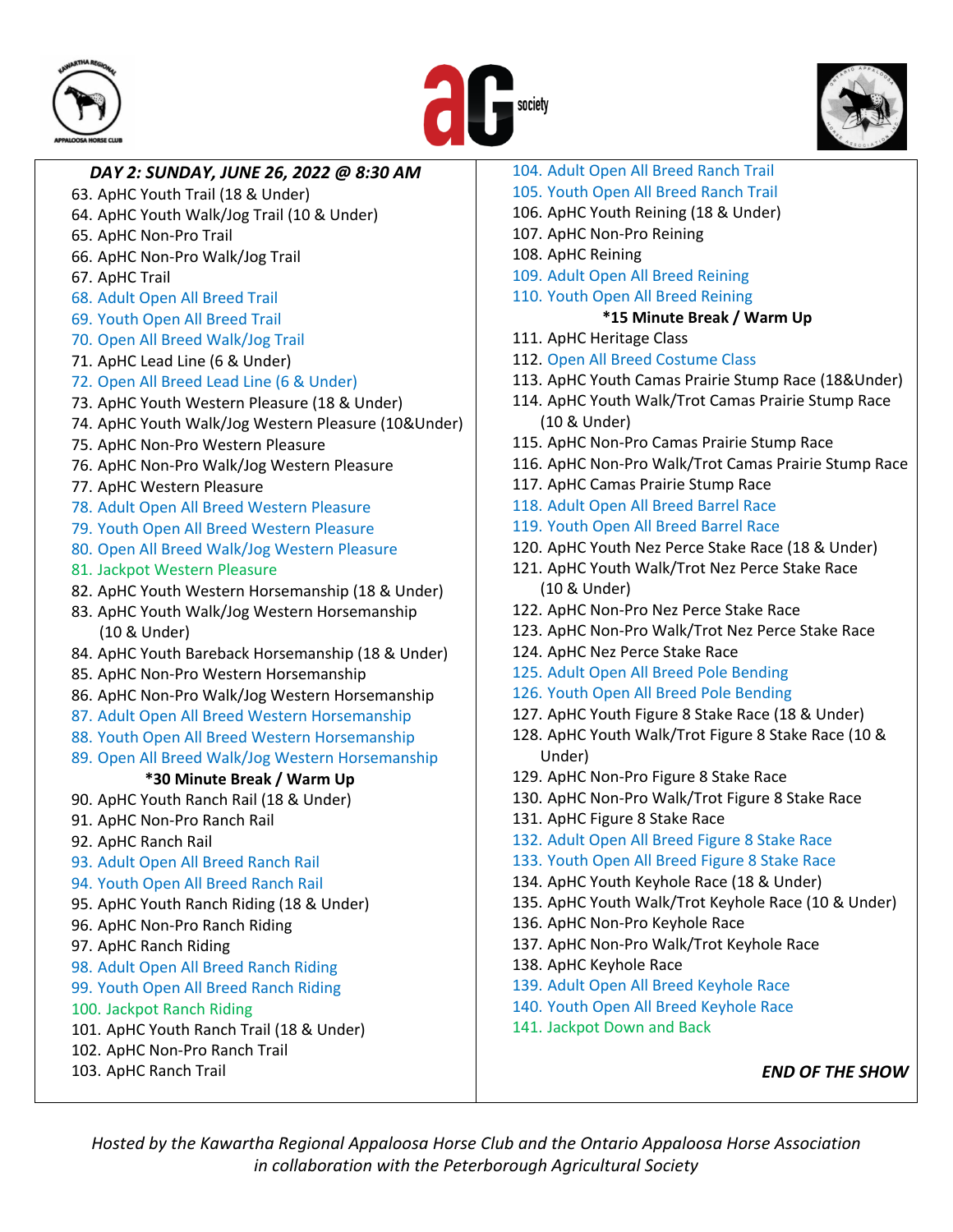***DAY 2: SUNDAY, JUNE 26, 2022 @ 8:30 AM***

63. ApHC Youth Trail (18 & Under)
64. ApHC Youth Walk/Jog Trail (10 & Under)
65. ApHC Non-Pro Trail
66. ApHC Non-Pro Walk/Jog Trail
67. ApHC Trail
68. Adult Open All Breed Trail
69. Youth Open All Breed Trail
70. Open All Breed Walk/Jog Trail
71. ApHC Lead Line (6 & Under)
72. Open All Breed Lead Line (6 & Under)
73. ApHC Youth Western Pleasure (18 & Under)
74. ApHC Youth Walk/Jog Western Pleasure (10&Under)
75. ApHC Non-Pro Western Pleasure
76. ApHC Non-Pro Walk/Jog Western Pleasure
77. ApHC Western Pleasure
78. Adult Open All Breed Western Pleasure
79. Youth Open All Breed Western Pleasure
80. Open All Breed Walk/Jog Western Pleasure
81. Jackpot Western Pleasure
82. ApHC Youth Western Horsemanship (18 & Under)
83. ApHC Youth Walk/Jog Western Horsemanship (10 & Under)
84. ApHC Youth Bareback Horsemanship (18 & Under)
85. ApHC Non-Pro Western Horsemanship
86. ApHC Non-Pro Walk/Jog Western Horsemanship
87. Adult Open All Breed Western Horsemanship
88. Youth Open All Breed Western Horsemanship
89. Open All Breed Walk/Jog Western Horsemanship

**\*30 Minute Break / Warm Up**

90. ApHC Youth Ranch Rail (18 & Under)
91. ApHC Non-Pro Ranch Rail
92. ApHC Ranch Rail
93. Adult Open All Breed Ranch Rail
94. Youth Open All Breed Ranch Rail
95. ApHC Youth Ranch Riding (18 & Under)
96. ApHC Non-Pro Ranch Riding
97. ApHC Ranch Riding
98. Adult Open All Breed Ranch Riding
99. Youth Open All Breed Ranch Riding
100. Jackpot Ranch Riding
101. ApHC Youth Ranch Trail (18 & Under)
102. ApHC Non-Pro Ranch Trail
103. ApHC Ranch Trail
104. Adult Open All Breed Ranch Trail
105. Youth Open All Breed Ranch Trail
106. ApHC Youth Reining (18 & Under)
107. ApHC Non-Pro Reining
108. ApHC Reining
109. Adult Open All Breed Reining
110. Youth Open All Breed Reining

**\*15 Minute Break / Warm Up**

111. ApHC Heritage Class
112. Open All Breed Costume Class
113. ApHC Youth Camas Prairie Stump Race (18&Under)
114. ApHC Youth Walk/Trot Camas Prairie Stump Race (10 & Under)
115. ApHC Non-Pro Camas Prairie Stump Race
116. ApHC Non-Pro Walk/Trot Camas Prairie Stump Race
117. ApHC Camas Prairie Stump Race
118. Adult Open All Breed Barrel Race
119. Youth Open All Breed Barrel Race
120. ApHC Youth Nez Perce Stake Race (18 & Under)
121. ApHC Youth Walk/Trot Nez Perce Stake Race (10 & Under)
122. ApHC Non-Pro Nez Perce Stake Race
123. ApHC Non-Pro Walk/Trot Nez Perce Stake Race
124. ApHC Nez Perce Stake Race
125. Adult Open All Breed Pole Bending
126. Youth Open All Breed Pole Bending
127. ApHC Youth Figure 8 Stake Race (18 & Under)
128. ApHC Youth Walk/Trot Figure 8 Stake Race (10 & Under)
129. ApHC Non-Pro Figure 8 Stake Race
130. ApHC Non-Pro Walk/Trot Figure 8 Stake Race
131. ApHC Figure 8 Stake Race
132. Adult Open All Breed Figure 8 Stake Race
133. Youth Open All Breed Figure 8 Stake Race
134. ApHC Youth Keyhole Race (18 & Under)
135. ApHC Youth Walk/Trot Keyhole Race (10 & Under)
136. ApHC Non-Pro Keyhole Race
137. ApHC Non-Pro Walk/Trot Keyhole Race
138. ApHC Keyhole Race
139. Adult Open All Breed Keyhole Race
140. Youth Open All Breed Keyhole Race
141. Jackpot Down and Back

***END OF THE SHOW***

*Hosted by the Kawartha Regional Appaloosa Horse Club and the Ontario Appaloosa Horse Association in collaboration with the Peterborough Agricultural Society*